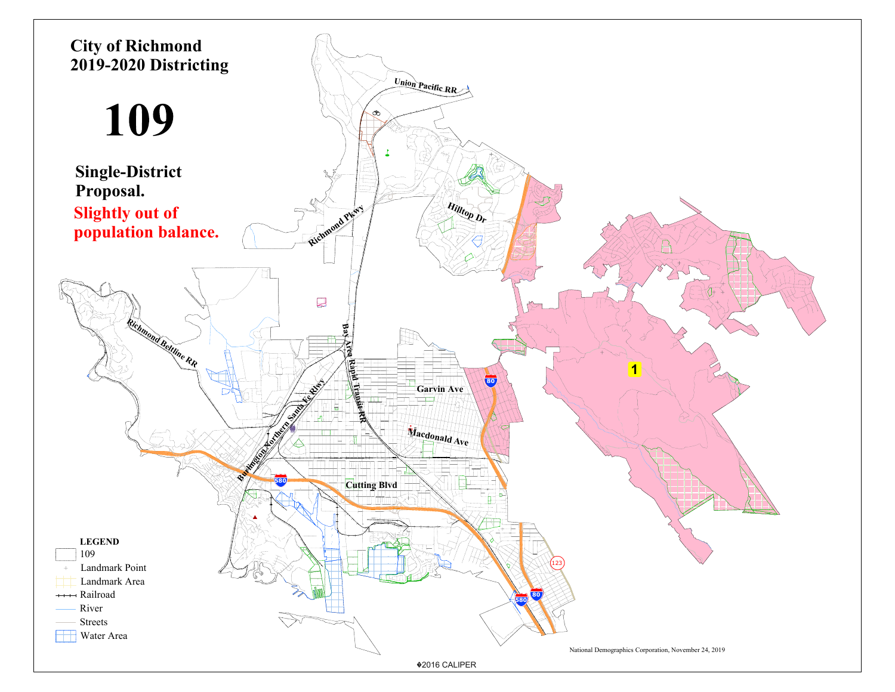# City of Richmond 2019-2020 Districting

# 109

**Single-District Proposal.**

**Slightly out of population balance.**

Union Pacific RR

Richmond Pkwy

Hilltop Dr

Richmond Beltline RR

Bay Area Rapid Transit RR

Burlington Northern Santa Fe Rlwy

Garvin Ave

Macdonald Ave

Cutting Blvd

1

80

580

123

**LEGEND**

- 109
- Landmark Point
- Landmark Area
- Railroad
- River
- Streets
- Water Area

National Demographics Corporation, November 24, 2019

©2016 CALIPER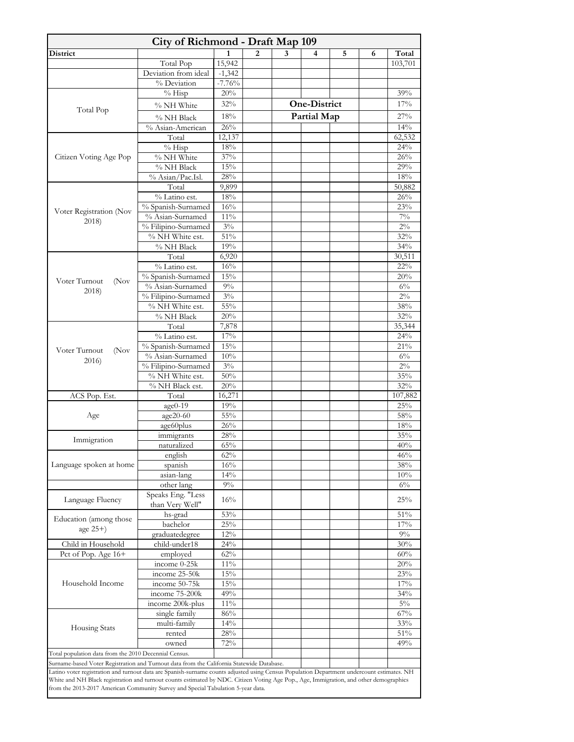| City of Richmond - Draft Map 109 | | | | | | | | |
|---|---|---|---|---|---|---|---|---|
| **District** | | **1** | **2** | **3** | **4** | **5** | **6** | **Total** |
| | Total Pop | 15,942 | | | | | | 103,701 |
| | Deviation from ideal | -1,342 | | | | | | |
| | % Deviation | -7.76% | | | | | | |
| Total Pop | % Hisp | 20% | | | | | | 39% |
| | % NH White | 32% | | | **One-District** | | | 17% |
| | % NH Black | 18% | | | **Partial Map** | | | 27% |
| | % Asian-American | 26% | | | | | | 14% |
| Citizen Voting Age Pop | Total | 12,137 | | | | | | 62,532 |
| | % Hisp | 18% | | | | | | 24% |
| | % NH White | 37% | | | | | | 26% |
| | % NH Black | 15% | | | | | | 29% |
| | % Asian/Pac.Isl. | 28% | | | | | | 18% |
| Voter Registration (Nov 2018) | Total | 9,899 | | | | | | 50,882 |
| | % Latino est. | 18% | | | | | | 26% |
| | % Spanish-Surnamed | 16% | | | | | | 23% |
| | % Asian-Surnamed | 11% | | | | | | 7% |
| | % Filipino-Surnamed | 3% | | | | | | 2% |
| | % NH White est. | 51% | | | | | | 32% |
| | % NH Black | 19% | | | | | | 34% |
| Voter Turnout (Nov 2018) | Total | 6,920 | | | | | | 30,511 |
| | % Latino est. | 16% | | | | | | 22% |
| | % Spanish-Surnamed | 15% | | | | | | 20% |
| | % Asian-Surnamed | 9% | | | | | | 6% |
| | % Filipino-Surnamed | 3% | | | | | | 2% |
| | % NH White est. | 55% | | | | | | 38% |
| | % NH Black | 20% | | | | | | 32% |
| Voter Turnout (Nov 2016) | Total | 7,878 | | | | | | 35,344 |
| | % Latino est. | 17% | | | | | | 24% |
| | % Spanish-Surnamed | 15% | | | | | | 21% |
| | % Asian-Surnamed | 10% | | | | | | 6% |
| | % Filipino-Surnamed | 3% | | | | | | 2% |
| | % NH White est. | 50% | | | | | | 35% |
| | % NH Black est. | 20% | | | | | | 32% |
| ACS Pop. Est. | Total | 16,271 | | | | | | 107,882 |
| Age | age0-19 | 19% | | | | | | 25% |
| | age20-60 | 55% | | | | | | 58% |
| | age60plus | 26% | | | | | | 18% |
| Immigration | immigrants | 28% | | | | | | 35% |
| | naturalized | 65% | | | | | | 40% |
| Language spoken at home | english | 62% | | | | | | 46% |
| | spanish | 16% | | | | | | 38% |
| | asian-lang | 14% | | | | | | 10% |
| | other lang | 9% | | | | | | 6% |
| Language Fluency | Speaks Eng. "Less than Very Well" | 16% | | | | | | 25% |
| Education (among those age 25+) | hs-grad | 53% | | | | | | 51% |
| | bachelor | 25% | | | | | | 17% |
| | graduatedegree | 12% | | | | | | 9% |
| Child in Household | child-under18 | 24% | | | | | | 30% |
| Pct of Pop. Age 16+ | employed | 62% | | | | | | 60% |
| Household Income | income 0-25k | 11% | | | | | | 20% |
| | income 25-50k | 15% | | | | | | 23% |
| | income 50-75k | 15% | | | | | | 17% |
| | income 75-200k | 49% | | | | | | 34% |
| | income 200k-plus | 11% | | | | | | 5% |
| Housing Stats | single family | 86% | | | | | | 67% |
| | multi-family | 14% | | | | | | 33% |
| | rented | 28% | | | | | | 51% |
| | owned | 72% | | | | | | 49% |

Total population data from the 2010 Decennial Census.

Surname-based Voter Registration and Turnout data from the California Statewide Database.

Latino voter registration and turnout data are Spanish-surname counts adjusted using Census Population Department undercount estimates. NH White and NH Black registration and turnout counts estimated by NDC. Citizen Voting Age Pop., Age, Immigration, and other demographics from the 2013-2017 American Community Survey and Special Tabulation 5-year data.